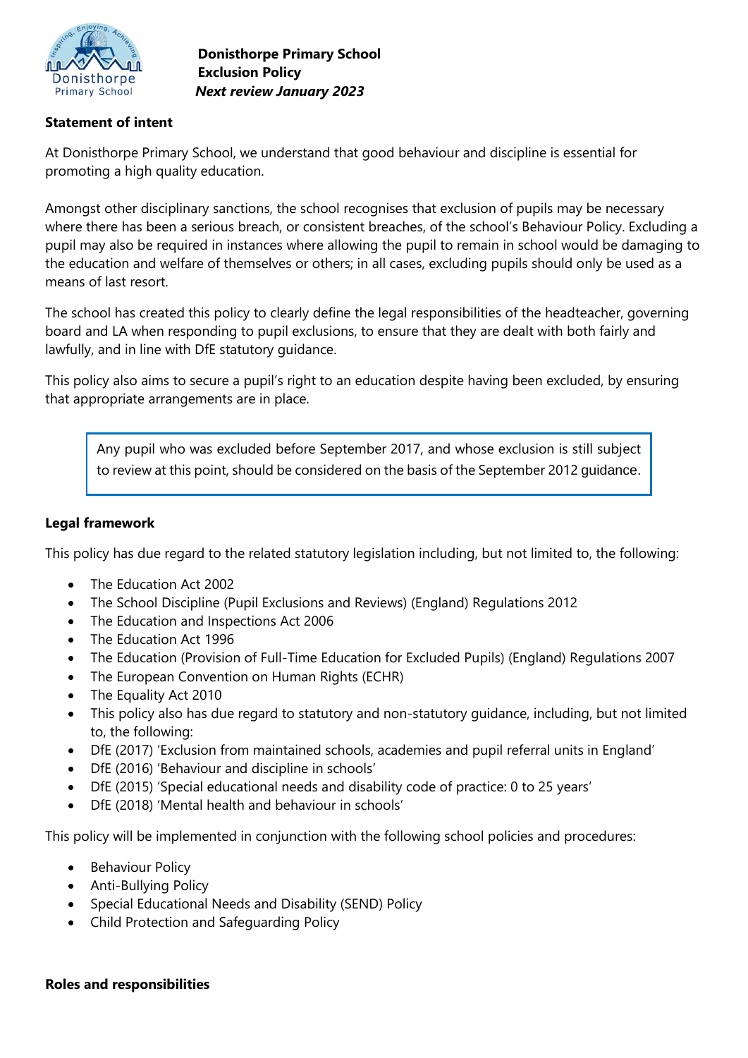**Donisthorpe Primary School**
**Exclusion Policy**
***Next review January 2023***

## Statement of intent

At Donisthorpe Primary School, we understand that good behaviour and discipline is essential for promoting a high quality education.

Amongst other disciplinary sanctions, the school recognises that exclusion of pupils may be necessary where there has been a serious breach, or consistent breaches, of the school's Behaviour Policy. Excluding a pupil may also be required in instances where allowing the pupil to remain in school would be damaging to the education and welfare of themselves or others; in all cases, excluding pupils should only be used as a means of last resort.

The school has created this policy to clearly define the legal responsibilities of the headteacher, governing board and LA when responding to pupil exclusions, to ensure that they are dealt with both fairly and lawfully, and in line with DfE statutory guidance.

This policy also aims to secure a pupil's right to an education despite having been excluded, by ensuring that appropriate arrangements are in place.

> Any pupil who was excluded before September 2017, and whose exclusion is still subject to review at this point, should be considered on the basis of the September 2012 guidance.

## Legal framework

This policy has due regard to the related statutory legislation including, but not limited to, the following:

- The Education Act 2002
- The School Discipline (Pupil Exclusions and Reviews) (England) Regulations 2012
- The Education and Inspections Act 2006
- The Education Act 1996
- The Education (Provision of Full-Time Education for Excluded Pupils) (England) Regulations 2007
- The European Convention on Human Rights (ECHR)
- The Equality Act 2010
- This policy also has due regard to statutory and non-statutory guidance, including, but not limited to, the following:
- DfE (2017) 'Exclusion from maintained schools, academies and pupil referral units in England'
- DfE (2016) 'Behaviour and discipline in schools'
- DfE (2015) 'Special educational needs and disability code of practice: 0 to 25 years'
- DfE (2018) 'Mental health and behaviour in schools'

This policy will be implemented in conjunction with the following school policies and procedures:

- Behaviour Policy
- Anti-Bullying Policy
- Special Educational Needs and Disability (SEND) Policy
- Child Protection and Safeguarding Policy

## Roles and responsibilities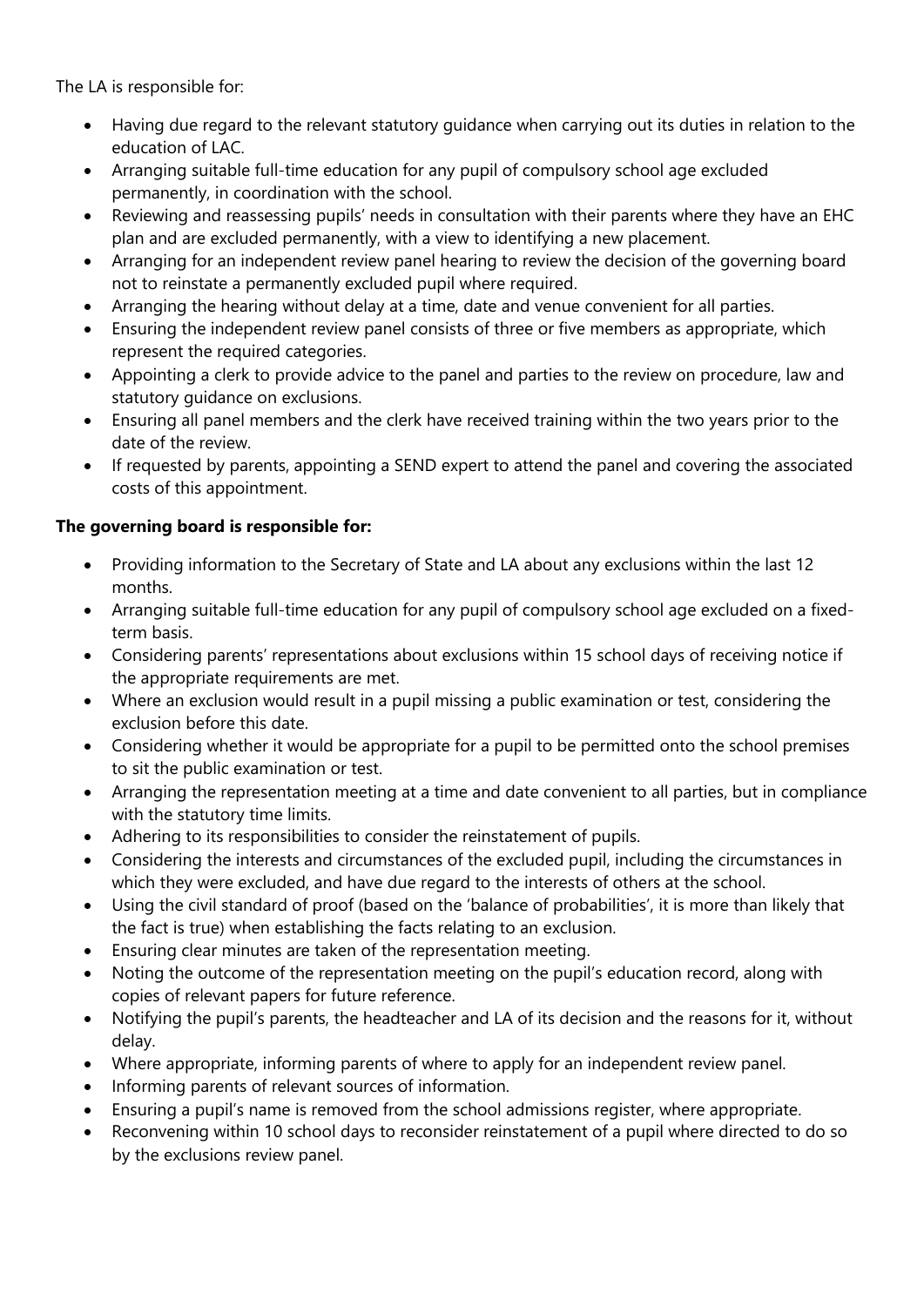The LA is responsible for:

- Having due regard to the relevant statutory guidance when carrying out its duties in relation to the education of LAC.
- Arranging suitable full-time education for any pupil of compulsory school age excluded permanently, in coordination with the school.
- Reviewing and reassessing pupils' needs in consultation with their parents where they have an EHC plan and are excluded permanently, with a view to identifying a new placement.
- Arranging for an independent review panel hearing to review the decision of the governing board not to reinstate a permanently excluded pupil where required.
- Arranging the hearing without delay at a time, date and venue convenient for all parties.
- Ensuring the independent review panel consists of three or five members as appropriate, which represent the required categories.
- Appointing a clerk to provide advice to the panel and parties to the review on procedure, law and statutory guidance on exclusions.
- Ensuring all panel members and the clerk have received training within the two years prior to the date of the review.
- If requested by parents, appointing a SEND expert to attend the panel and covering the associated costs of this appointment.

**The governing board is responsible for:**

- Providing information to the Secretary of State and LA about any exclusions within the last 12 months.
- Arranging suitable full-time education for any pupil of compulsory school age excluded on a fixed-term basis.
- Considering parents' representations about exclusions within 15 school days of receiving notice if the appropriate requirements are met.
- Where an exclusion would result in a pupil missing a public examination or test, considering the exclusion before this date.
- Considering whether it would be appropriate for a pupil to be permitted onto the school premises to sit the public examination or test.
- Arranging the representation meeting at a time and date convenient to all parties, but in compliance with the statutory time limits.
- Adhering to its responsibilities to consider the reinstatement of pupils.
- Considering the interests and circumstances of the excluded pupil, including the circumstances in which they were excluded, and have due regard to the interests of others at the school.
- Using the civil standard of proof (based on the 'balance of probabilities', it is more than likely that the fact is true) when establishing the facts relating to an exclusion.
- Ensuring clear minutes are taken of the representation meeting.
- Noting the outcome of the representation meeting on the pupil's education record, along with copies of relevant papers for future reference.
- Notifying the pupil's parents, the headteacher and LA of its decision and the reasons for it, without delay.
- Where appropriate, informing parents of where to apply for an independent review panel.
- Informing parents of relevant sources of information.
- Ensuring a pupil's name is removed from the school admissions register, where appropriate.
- Reconvening within 10 school days to reconsider reinstatement of a pupil where directed to do so by the exclusions review panel.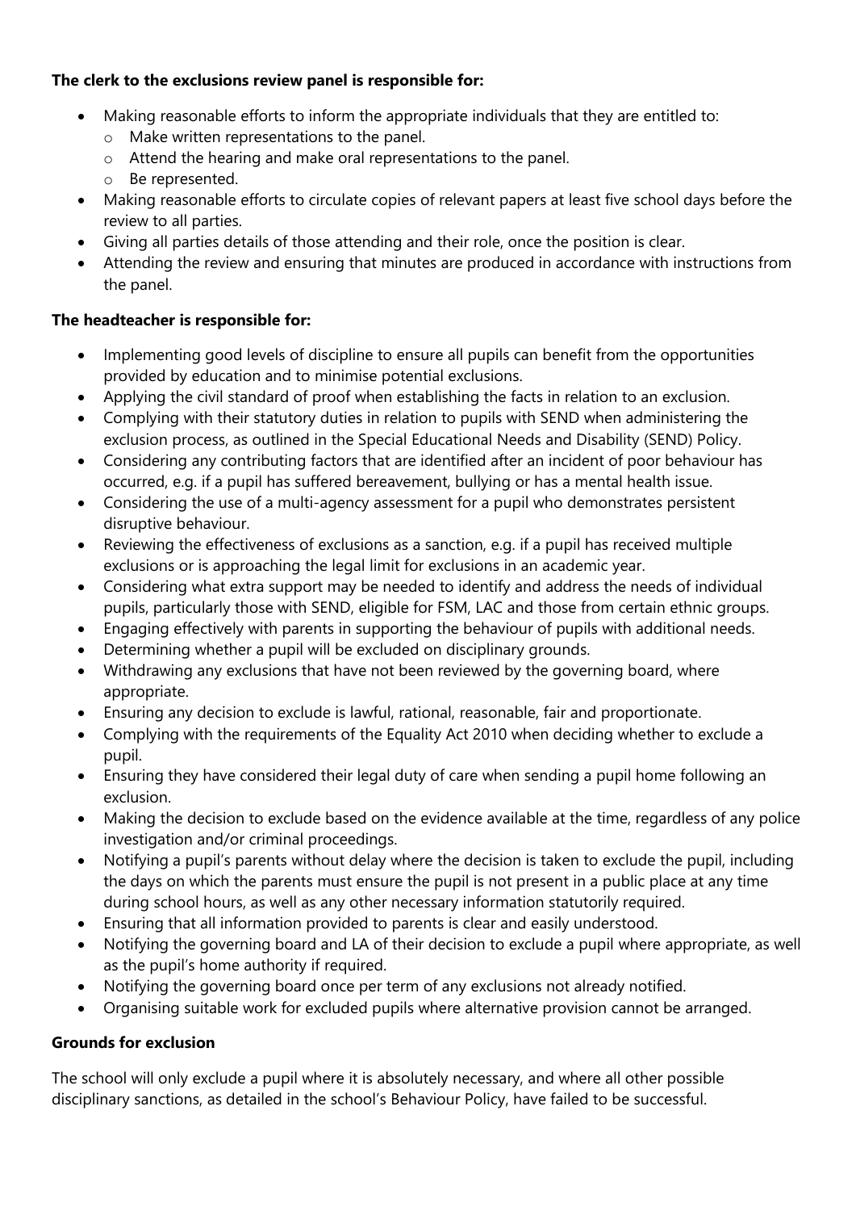**The clerk to the exclusions review panel is responsible for:**

- Making reasonable efforts to inform the appropriate individuals that they are entitled to:
  - Make written representations to the panel.
  - Attend the hearing and make oral representations to the panel.
  - Be represented.
- Making reasonable efforts to circulate copies of relevant papers at least five school days before the review to all parties.
- Giving all parties details of those attending and their role, once the position is clear.
- Attending the review and ensuring that minutes are produced in accordance with instructions from the panel.

**The headteacher is responsible for:**

- Implementing good levels of discipline to ensure all pupils can benefit from the opportunities provided by education and to minimise potential exclusions.
- Applying the civil standard of proof when establishing the facts in relation to an exclusion.
- Complying with their statutory duties in relation to pupils with SEND when administering the exclusion process, as outlined in the Special Educational Needs and Disability (SEND) Policy.
- Considering any contributing factors that are identified after an incident of poor behaviour has occurred, e.g. if a pupil has suffered bereavement, bullying or has a mental health issue.
- Considering the use of a multi-agency assessment for a pupil who demonstrates persistent disruptive behaviour.
- Reviewing the effectiveness of exclusions as a sanction, e.g. if a pupil has received multiple exclusions or is approaching the legal limit for exclusions in an academic year.
- Considering what extra support may be needed to identify and address the needs of individual pupils, particularly those with SEND, eligible for FSM, LAC and those from certain ethnic groups.
- Engaging effectively with parents in supporting the behaviour of pupils with additional needs.
- Determining whether a pupil will be excluded on disciplinary grounds.
- Withdrawing any exclusions that have not been reviewed by the governing board, where appropriate.
- Ensuring any decision to exclude is lawful, rational, reasonable, fair and proportionate.
- Complying with the requirements of the Equality Act 2010 when deciding whether to exclude a pupil.
- Ensuring they have considered their legal duty of care when sending a pupil home following an exclusion.
- Making the decision to exclude based on the evidence available at the time, regardless of any police investigation and/or criminal proceedings.
- Notifying a pupil's parents without delay where the decision is taken to exclude the pupil, including the days on which the parents must ensure the pupil is not present in a public place at any time during school hours, as well as any other necessary information statutorily required.
- Ensuring that all information provided to parents is clear and easily understood.
- Notifying the governing board and LA of their decision to exclude a pupil where appropriate, as well as the pupil's home authority if required.
- Notifying the governing board once per term of any exclusions not already notified.
- Organising suitable work for excluded pupils where alternative provision cannot be arranged.

**Grounds for exclusion**

The school will only exclude a pupil where it is absolutely necessary, and where all other possible disciplinary sanctions, as detailed in the school's Behaviour Policy, have failed to be successful.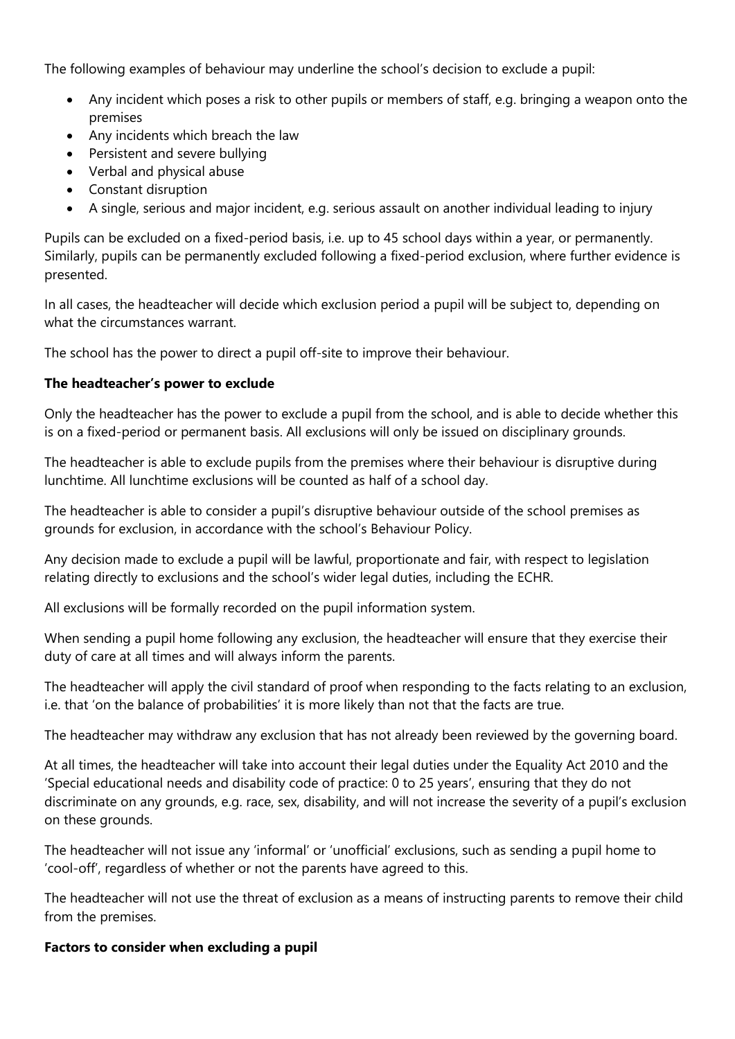The following examples of behaviour may underline the school's decision to exclude a pupil:

- Any incident which poses a risk to other pupils or members of staff, e.g. bringing a weapon onto the premises
- Any incidents which breach the law
- Persistent and severe bullying
- Verbal and physical abuse
- Constant disruption
- A single, serious and major incident, e.g. serious assault on another individual leading to injury

Pupils can be excluded on a fixed-period basis, i.e. up to 45 school days within a year, or permanently. Similarly, pupils can be permanently excluded following a fixed-period exclusion, where further evidence is presented.

In all cases, the headteacher will decide which exclusion period a pupil will be subject to, depending on what the circumstances warrant.

The school has the power to direct a pupil off-site to improve their behaviour.

**The headteacher's power to exclude**

Only the headteacher has the power to exclude a pupil from the school, and is able to decide whether this is on a fixed-period or permanent basis. All exclusions will only be issued on disciplinary grounds.

The headteacher is able to exclude pupils from the premises where their behaviour is disruptive during lunchtime. All lunchtime exclusions will be counted as half of a school day.

The headteacher is able to consider a pupil's disruptive behaviour outside of the school premises as grounds for exclusion, in accordance with the school's Behaviour Policy.

Any decision made to exclude a pupil will be lawful, proportionate and fair, with respect to legislation relating directly to exclusions and the school's wider legal duties, including the ECHR.

All exclusions will be formally recorded on the pupil information system.

When sending a pupil home following any exclusion, the headteacher will ensure that they exercise their duty of care at all times and will always inform the parents.

The headteacher will apply the civil standard of proof when responding to the facts relating to an exclusion, i.e. that 'on the balance of probabilities' it is more likely than not that the facts are true.

The headteacher may withdraw any exclusion that has not already been reviewed by the governing board.

At all times, the headteacher will take into account their legal duties under the Equality Act 2010 and the 'Special educational needs and disability code of practice: 0 to 25 years', ensuring that they do not discriminate on any grounds, e.g. race, sex, disability, and will not increase the severity of a pupil's exclusion on these grounds.

The headteacher will not issue any 'informal' or 'unofficial' exclusions, such as sending a pupil home to 'cool-off', regardless of whether or not the parents have agreed to this.

The headteacher will not use the threat of exclusion as a means of instructing parents to remove their child from the premises.

**Factors to consider when excluding a pupil**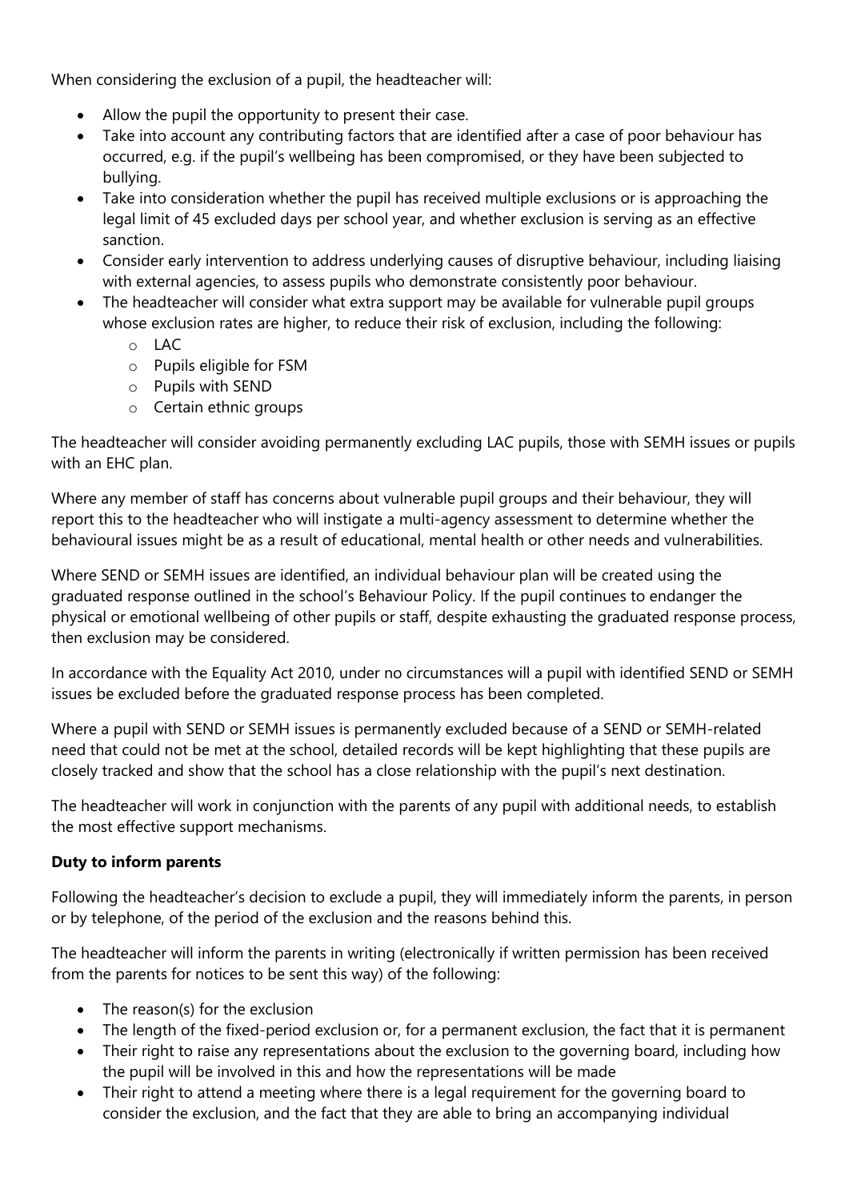When considering the exclusion of a pupil, the headteacher will:

- Allow the pupil the opportunity to present their case.
- Take into account any contributing factors that are identified after a case of poor behaviour has occurred, e.g. if the pupil's wellbeing has been compromised, or they have been subjected to bullying.
- Take into consideration whether the pupil has received multiple exclusions or is approaching the legal limit of 45 excluded days per school year, and whether exclusion is serving as an effective sanction.
- Consider early intervention to address underlying causes of disruptive behaviour, including liaising with external agencies, to assess pupils who demonstrate consistently poor behaviour.
- The headteacher will consider what extra support may be available for vulnerable pupil groups whose exclusion rates are higher, to reduce their risk of exclusion, including the following:
  - LAC
  - Pupils eligible for FSM
  - Pupils with SEND
  - Certain ethnic groups

The headteacher will consider avoiding permanently excluding LAC pupils, those with SEMH issues or pupils with an EHC plan.

Where any member of staff has concerns about vulnerable pupil groups and their behaviour, they will report this to the headteacher who will instigate a multi-agency assessment to determine whether the behavioural issues might be as a result of educational, mental health or other needs and vulnerabilities.

Where SEND or SEMH issues are identified, an individual behaviour plan will be created using the graduated response outlined in the school's Behaviour Policy. If the pupil continues to endanger the physical or emotional wellbeing of other pupils or staff, despite exhausting the graduated response process, then exclusion may be considered.

In accordance with the Equality Act 2010, under no circumstances will a pupil with identified SEND or SEMH issues be excluded before the graduated response process has been completed.

Where a pupil with SEND or SEMH issues is permanently excluded because of a SEND or SEMH-related need that could not be met at the school, detailed records will be kept highlighting that these pupils are closely tracked and show that the school has a close relationship with the pupil's next destination.

The headteacher will work in conjunction with the parents of any pupil with additional needs, to establish the most effective support mechanisms.

**Duty to inform parents**

Following the headteacher's decision to exclude a pupil, they will immediately inform the parents, in person or by telephone, of the period of the exclusion and the reasons behind this.

The headteacher will inform the parents in writing (electronically if written permission has been received from the parents for notices to be sent this way) of the following:

- The reason(s) for the exclusion
- The length of the fixed-period exclusion or, for a permanent exclusion, the fact that it is permanent
- Their right to raise any representations about the exclusion to the governing board, including how the pupil will be involved in this and how the representations will be made
- Their right to attend a meeting where there is a legal requirement for the governing board to consider the exclusion, and the fact that they are able to bring an accompanying individual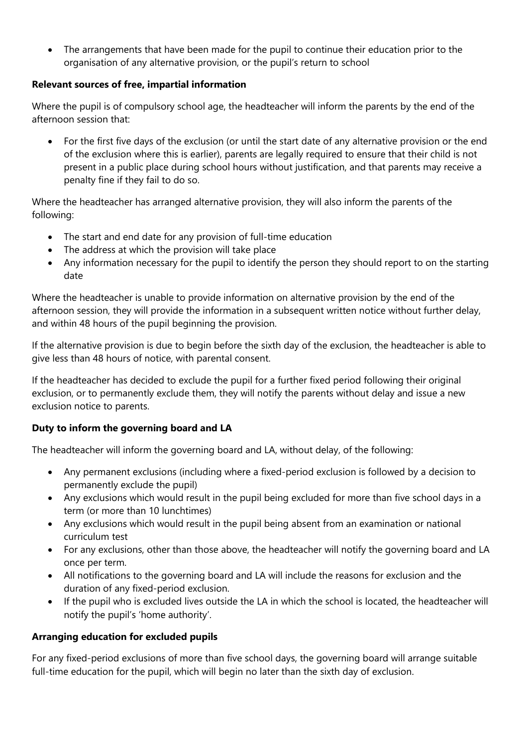- The arrangements that have been made for the pupil to continue their education prior to the organisation of any alternative provision, or the pupil's return to school

**Relevant sources of free, impartial information**

Where the pupil is of compulsory school age, the headteacher will inform the parents by the end of the afternoon session that:

- For the first five days of the exclusion (or until the start date of any alternative provision or the end of the exclusion where this is earlier), parents are legally required to ensure that their child is not present in a public place during school hours without justification, and that parents may receive a penalty fine if they fail to do so.

Where the headteacher has arranged alternative provision, they will also inform the parents of the following:

- The start and end date for any provision of full-time education
- The address at which the provision will take place
- Any information necessary for the pupil to identify the person they should report to on the starting date

Where the headteacher is unable to provide information on alternative provision by the end of the afternoon session, they will provide the information in a subsequent written notice without further delay, and within 48 hours of the pupil beginning the provision.

If the alternative provision is due to begin before the sixth day of the exclusion, the headteacher is able to give less than 48 hours of notice, with parental consent.

If the headteacher has decided to exclude the pupil for a further fixed period following their original exclusion, or to permanently exclude them, they will notify the parents without delay and issue a new exclusion notice to parents.

**Duty to inform the governing board and LA**

The headteacher will inform the governing board and LA, without delay, of the following:

- Any permanent exclusions (including where a fixed-period exclusion is followed by a decision to permanently exclude the pupil)
- Any exclusions which would result in the pupil being excluded for more than five school days in a term (or more than 10 lunchtimes)
- Any exclusions which would result in the pupil being absent from an examination or national curriculum test
- For any exclusions, other than those above, the headteacher will notify the governing board and LA once per term.
- All notifications to the governing board and LA will include the reasons for exclusion and the duration of any fixed-period exclusion.
- If the pupil who is excluded lives outside the LA in which the school is located, the headteacher will notify the pupil's 'home authority'.

**Arranging education for excluded pupils**

For any fixed-period exclusions of more than five school days, the governing board will arrange suitable full-time education for the pupil, which will begin no later than the sixth day of exclusion.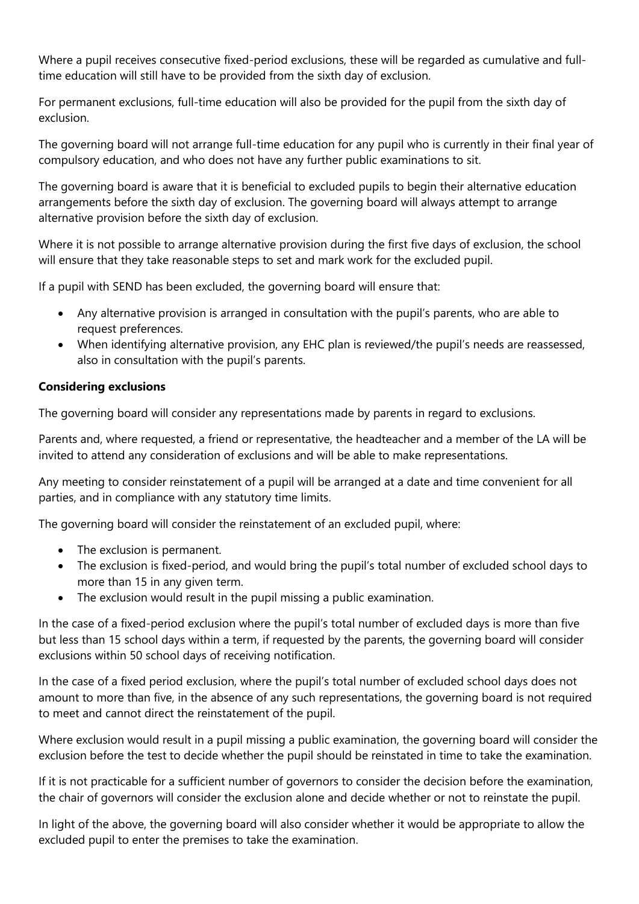Where a pupil receives consecutive fixed-period exclusions, these will be regarded as cumulative and full-time education will still have to be provided from the sixth day of exclusion.

For permanent exclusions, full-time education will also be provided for the pupil from the sixth day of exclusion.

The governing board will not arrange full-time education for any pupil who is currently in their final year of compulsory education, and who does not have any further public examinations to sit.

The governing board is aware that it is beneficial to excluded pupils to begin their alternative education arrangements before the sixth day of exclusion. The governing board will always attempt to arrange alternative provision before the sixth day of exclusion.

Where it is not possible to arrange alternative provision during the first five days of exclusion, the school will ensure that they take reasonable steps to set and mark work for the excluded pupil.

If a pupil with SEND has been excluded, the governing board will ensure that:

- Any alternative provision is arranged in consultation with the pupil's parents, who are able to request preferences.
- When identifying alternative provision, any EHC plan is reviewed/the pupil's needs are reassessed, also in consultation with the pupil's parents.

**Considering exclusions**

The governing board will consider any representations made by parents in regard to exclusions.

Parents and, where requested, a friend or representative, the headteacher and a member of the LA will be invited to attend any consideration of exclusions and will be able to make representations.

Any meeting to consider reinstatement of a pupil will be arranged at a date and time convenient for all parties, and in compliance with any statutory time limits.

The governing board will consider the reinstatement of an excluded pupil, where:

- The exclusion is permanent.
- The exclusion is fixed-period, and would bring the pupil's total number of excluded school days to more than 15 in any given term.
- The exclusion would result in the pupil missing a public examination.

In the case of a fixed-period exclusion where the pupil's total number of excluded days is more than five but less than 15 school days within a term, if requested by the parents, the governing board will consider exclusions within 50 school days of receiving notification.

In the case of a fixed period exclusion, where the pupil's total number of excluded school days does not amount to more than five, in the absence of any such representations, the governing board is not required to meet and cannot direct the reinstatement of the pupil.

Where exclusion would result in a pupil missing a public examination, the governing board will consider the exclusion before the test to decide whether the pupil should be reinstated in time to take the examination.

If it is not practicable for a sufficient number of governors to consider the decision before the examination, the chair of governors will consider the exclusion alone and decide whether or not to reinstate the pupil.

In light of the above, the governing board will also consider whether it would be appropriate to allow the excluded pupil to enter the premises to take the examination.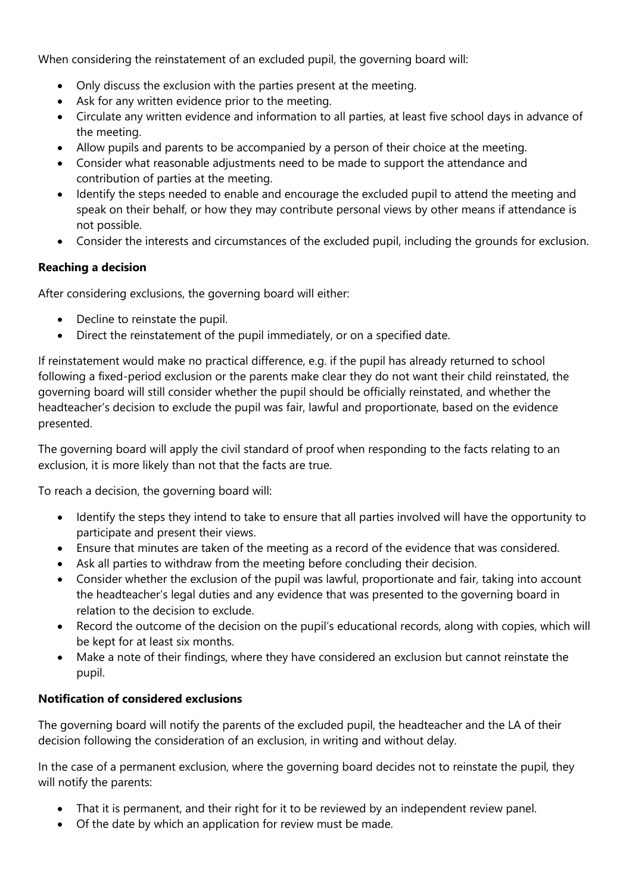When considering the reinstatement of an excluded pupil, the governing board will:

- Only discuss the exclusion with the parties present at the meeting.
- Ask for any written evidence prior to the meeting.
- Circulate any written evidence and information to all parties, at least five school days in advance of the meeting.
- Allow pupils and parents to be accompanied by a person of their choice at the meeting.
- Consider what reasonable adjustments need to be made to support the attendance and contribution of parties at the meeting.
- Identify the steps needed to enable and encourage the excluded pupil to attend the meeting and speak on their behalf, or how they may contribute personal views by other means if attendance is not possible.
- Consider the interests and circumstances of the excluded pupil, including the grounds for exclusion.

**Reaching a decision**

After considering exclusions, the governing board will either:

- Decline to reinstate the pupil.
- Direct the reinstatement of the pupil immediately, or on a specified date.

If reinstatement would make no practical difference, e.g. if the pupil has already returned to school following a fixed-period exclusion or the parents make clear they do not want their child reinstated, the governing board will still consider whether the pupil should be officially reinstated, and whether the headteacher's decision to exclude the pupil was fair, lawful and proportionate, based on the evidence presented.

The governing board will apply the civil standard of proof when responding to the facts relating to an exclusion, it is more likely than not that the facts are true.

To reach a decision, the governing board will:

- Identify the steps they intend to take to ensure that all parties involved will have the opportunity to participate and present their views.
- Ensure that minutes are taken of the meeting as a record of the evidence that was considered.
- Ask all parties to withdraw from the meeting before concluding their decision.
- Consider whether the exclusion of the pupil was lawful, proportionate and fair, taking into account the headteacher's legal duties and any evidence that was presented to the governing board in relation to the decision to exclude.
- Record the outcome of the decision on the pupil's educational records, along with copies, which will be kept for at least six months.
- Make a note of their findings, where they have considered an exclusion but cannot reinstate the pupil.

**Notification of considered exclusions**

The governing board will notify the parents of the excluded pupil, the headteacher and the LA of their decision following the consideration of an exclusion, in writing and without delay.

In the case of a permanent exclusion, where the governing board decides not to reinstate the pupil, they will notify the parents:

- That it is permanent, and their right for it to be reviewed by an independent review panel.
- Of the date by which an application for review must be made.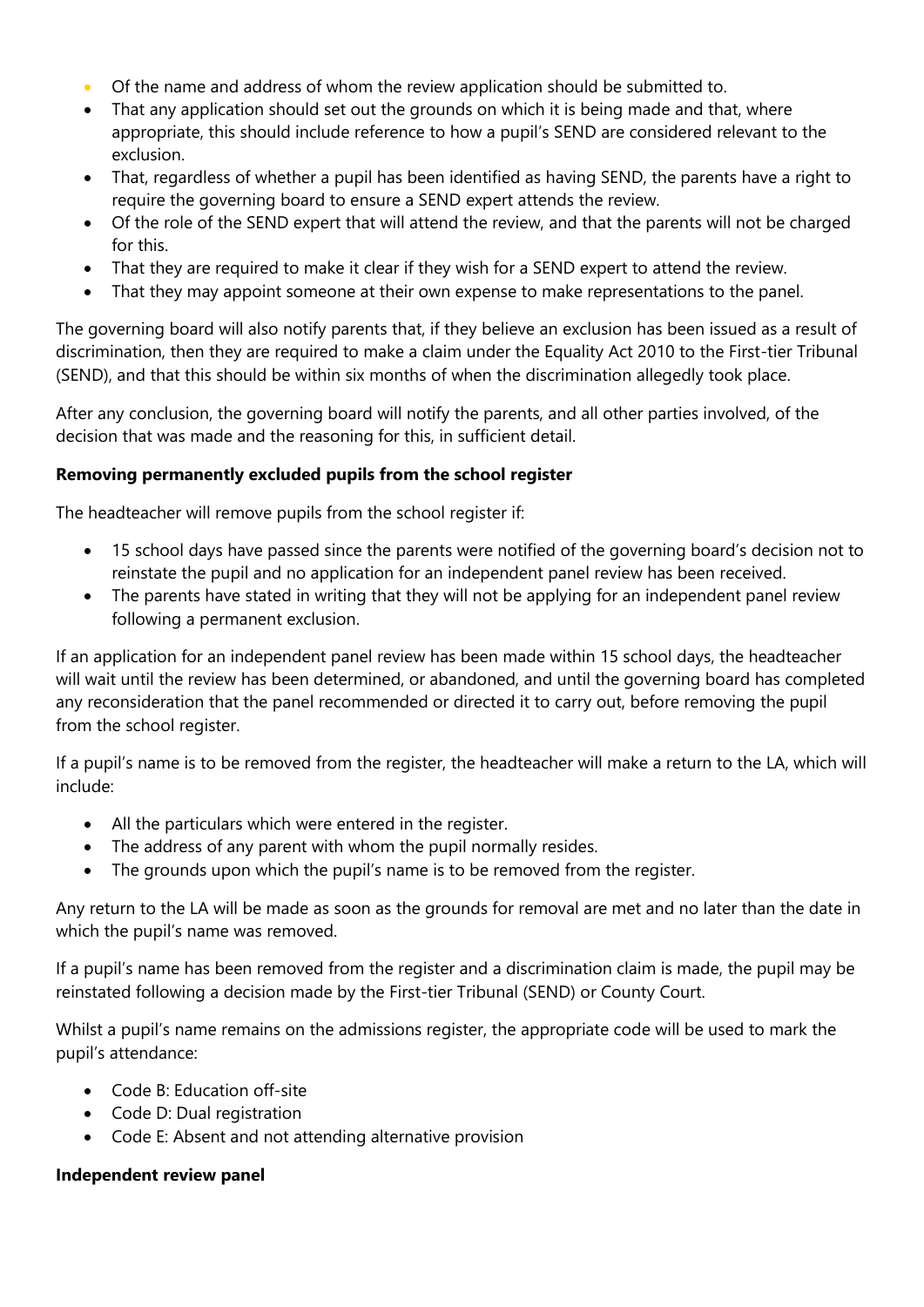- Of the name and address of whom the review application should be submitted to.
- That any application should set out the grounds on which it is being made and that, where appropriate, this should include reference to how a pupil's SEND are considered relevant to the exclusion.
- That, regardless of whether a pupil has been identified as having SEND, the parents have a right to require the governing board to ensure a SEND expert attends the review.
- Of the role of the SEND expert that will attend the review, and that the parents will not be charged for this.
- That they are required to make it clear if they wish for a SEND expert to attend the review.
- That they may appoint someone at their own expense to make representations to the panel.

The governing board will also notify parents that, if they believe an exclusion has been issued as a result of discrimination, then they are required to make a claim under the Equality Act 2010 to the First-tier Tribunal (SEND), and that this should be within six months of when the discrimination allegedly took place.

After any conclusion, the governing board will notify the parents, and all other parties involved, of the decision that was made and the reasoning for this, in sufficient detail.

**Removing permanently excluded pupils from the school register**

The headteacher will remove pupils from the school register if:

- 15 school days have passed since the parents were notified of the governing board's decision not to reinstate the pupil and no application for an independent panel review has been received.
- The parents have stated in writing that they will not be applying for an independent panel review following a permanent exclusion.

If an application for an independent panel review has been made within 15 school days, the headteacher will wait until the review has been determined, or abandoned, and until the governing board has completed any reconsideration that the panel recommended or directed it to carry out, before removing the pupil from the school register.

If a pupil's name is to be removed from the register, the headteacher will make a return to the LA, which will include:

- All the particulars which were entered in the register.
- The address of any parent with whom the pupil normally resides.
- The grounds upon which the pupil's name is to be removed from the register.

Any return to the LA will be made as soon as the grounds for removal are met and no later than the date in which the pupil's name was removed.

If a pupil's name has been removed from the register and a discrimination claim is made, the pupil may be reinstated following a decision made by the First-tier Tribunal (SEND) or County Court.

Whilst a pupil's name remains on the admissions register, the appropriate code will be used to mark the pupil's attendance:

- Code B: Education off-site
- Code D: Dual registration
- Code E: Absent and not attending alternative provision

**Independent review panel**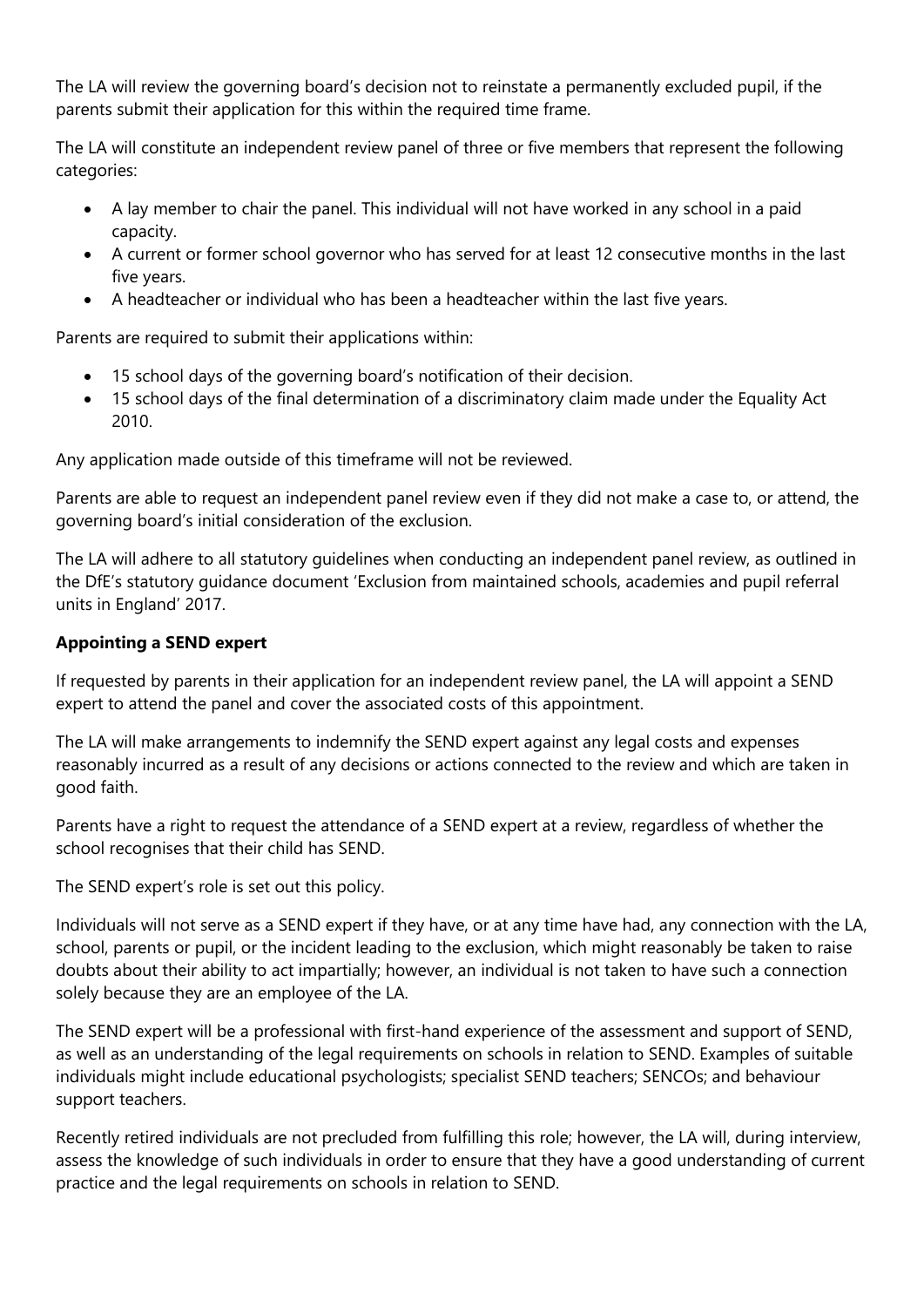The LA will review the governing board's decision not to reinstate a permanently excluded pupil, if the parents submit their application for this within the required time frame.

The LA will constitute an independent review panel of three or five members that represent the following categories:

- A lay member to chair the panel. This individual will not have worked in any school in a paid capacity.
- A current or former school governor who has served for at least 12 consecutive months in the last five years.
- A headteacher or individual who has been a headteacher within the last five years.

Parents are required to submit their applications within:

- 15 school days of the governing board's notification of their decision.
- 15 school days of the final determination of a discriminatory claim made under the Equality Act 2010.

Any application made outside of this timeframe will not be reviewed.

Parents are able to request an independent panel review even if they did not make a case to, or attend, the governing board's initial consideration of the exclusion.

The LA will adhere to all statutory guidelines when conducting an independent panel review, as outlined in the DfE's statutory guidance document 'Exclusion from maintained schools, academies and pupil referral units in England' 2017.

**Appointing a SEND expert**

If requested by parents in their application for an independent review panel, the LA will appoint a SEND expert to attend the panel and cover the associated costs of this appointment.

The LA will make arrangements to indemnify the SEND expert against any legal costs and expenses reasonably incurred as a result of any decisions or actions connected to the review and which are taken in good faith.

Parents have a right to request the attendance of a SEND expert at a review, regardless of whether the school recognises that their child has SEND.

The SEND expert's role is set out this policy.

Individuals will not serve as a SEND expert if they have, or at any time have had, any connection with the LA, school, parents or pupil, or the incident leading to the exclusion, which might reasonably be taken to raise doubts about their ability to act impartially; however, an individual is not taken to have such a connection solely because they are an employee of the LA.

The SEND expert will be a professional with first-hand experience of the assessment and support of SEND, as well as an understanding of the legal requirements on schools in relation to SEND. Examples of suitable individuals might include educational psychologists; specialist SEND teachers; SENCOs; and behaviour support teachers.

Recently retired individuals are not precluded from fulfilling this role; however, the LA will, during interview, assess the knowledge of such individuals in order to ensure that they have a good understanding of current practice and the legal requirements on schools in relation to SEND.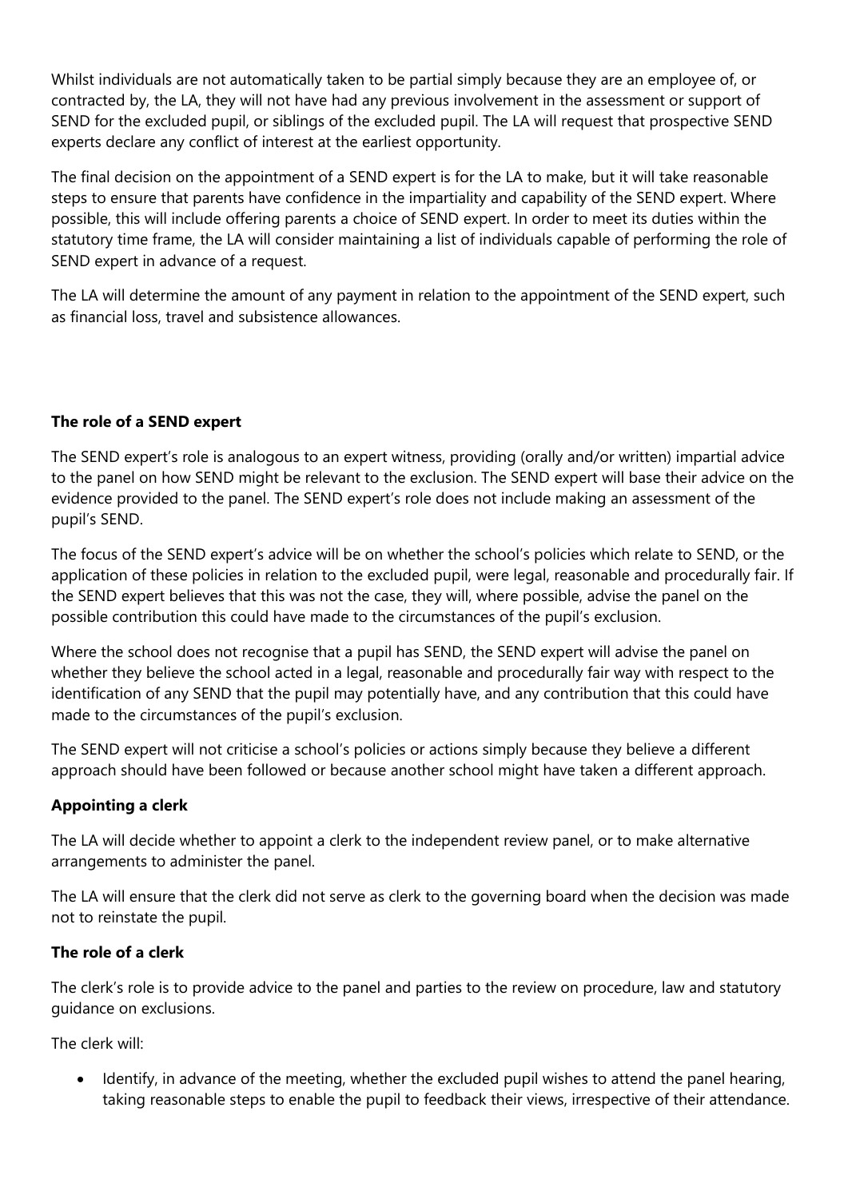Whilst individuals are not automatically taken to be partial simply because they are an employee of, or contracted by, the LA, they will not have had any previous involvement in the assessment or support of SEND for the excluded pupil, or siblings of the excluded pupil. The LA will request that prospective SEND experts declare any conflict of interest at the earliest opportunity.

The final decision on the appointment of a SEND expert is for the LA to make, but it will take reasonable steps to ensure that parents have confidence in the impartiality and capability of the SEND expert. Where possible, this will include offering parents a choice of SEND expert. In order to meet its duties within the statutory time frame, the LA will consider maintaining a list of individuals capable of performing the role of SEND expert in advance of a request.

The LA will determine the amount of any payment in relation to the appointment of the SEND expert, such as financial loss, travel and subsistence allowances.

**The role of a SEND expert**

The SEND expert's role is analogous to an expert witness, providing (orally and/or written) impartial advice to the panel on how SEND might be relevant to the exclusion. The SEND expert will base their advice on the evidence provided to the panel. The SEND expert's role does not include making an assessment of the pupil's SEND.

The focus of the SEND expert's advice will be on whether the school's policies which relate to SEND, or the application of these policies in relation to the excluded pupil, were legal, reasonable and procedurally fair. If the SEND expert believes that this was not the case, they will, where possible, advise the panel on the possible contribution this could have made to the circumstances of the pupil's exclusion.

Where the school does not recognise that a pupil has SEND, the SEND expert will advise the panel on whether they believe the school acted in a legal, reasonable and procedurally fair way with respect to the identification of any SEND that the pupil may potentially have, and any contribution that this could have made to the circumstances of the pupil's exclusion.

The SEND expert will not criticise a school's policies or actions simply because they believe a different approach should have been followed or because another school might have taken a different approach.

**Appointing a clerk**

The LA will decide whether to appoint a clerk to the independent review panel, or to make alternative arrangements to administer the panel.

The LA will ensure that the clerk did not serve as clerk to the governing board when the decision was made not to reinstate the pupil.

**The role of a clerk**

The clerk's role is to provide advice to the panel and parties to the review on procedure, law and statutory guidance on exclusions.

The clerk will:

- Identify, in advance of the meeting, whether the excluded pupil wishes to attend the panel hearing, taking reasonable steps to enable the pupil to feedback their views, irrespective of their attendance.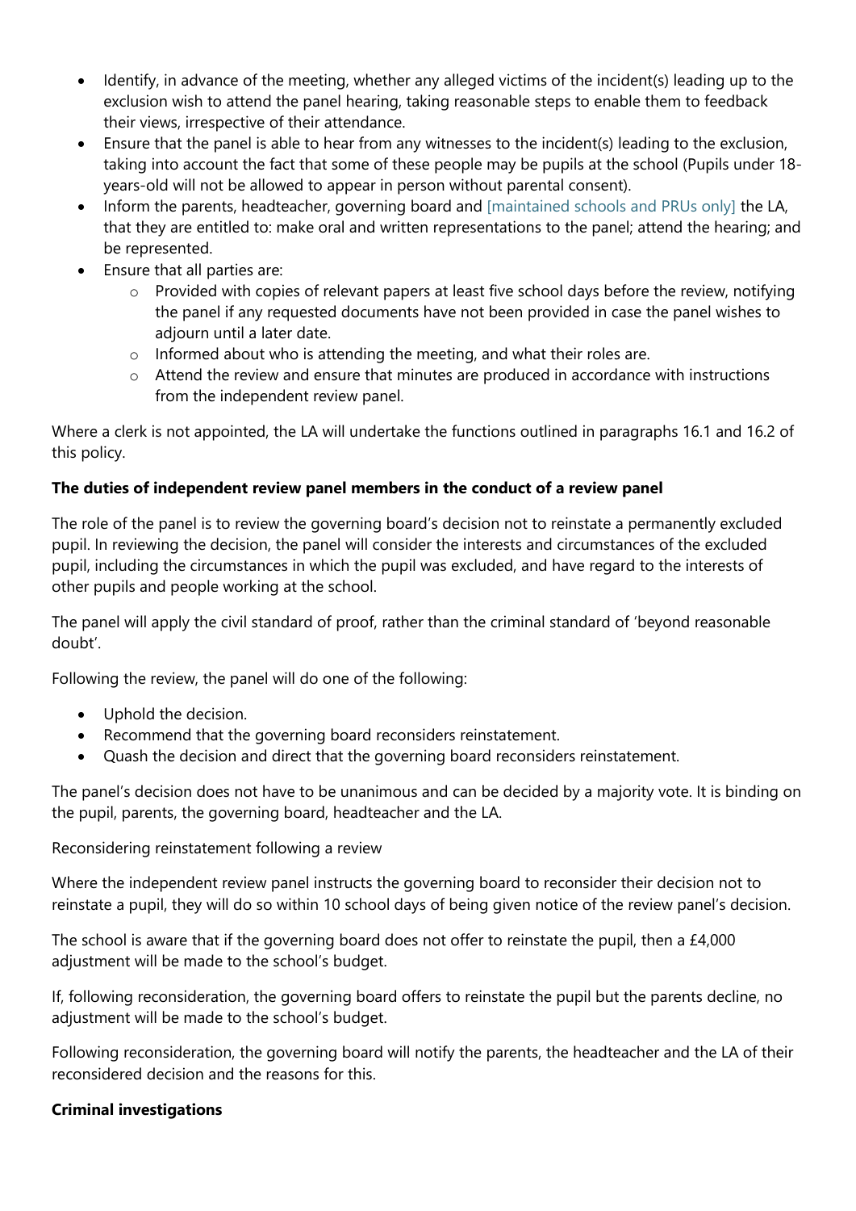- Identify, in advance of the meeting, whether any alleged victims of the incident(s) leading up to the exclusion wish to attend the panel hearing, taking reasonable steps to enable them to feedback their views, irrespective of their attendance.
- Ensure that the panel is able to hear from any witnesses to the incident(s) leading to the exclusion, taking into account the fact that some of these people may be pupils at the school (Pupils under 18-years-old will not be allowed to appear in person without parental consent).
- Inform the parents, headteacher, governing board and [maintained schools and PRUs only] the LA, that they are entitled to: make oral and written representations to the panel; attend the hearing; and be represented.
- Ensure that all parties are:
  - Provided with copies of relevant papers at least five school days before the review, notifying the panel if any requested documents have not been provided in case the panel wishes to adjourn until a later date.
  - Informed about who is attending the meeting, and what their roles are.
  - Attend the review and ensure that minutes are produced in accordance with instructions from the independent review panel.

Where a clerk is not appointed, the LA will undertake the functions outlined in paragraphs 16.1 and 16.2 of this policy.

**The duties of independent review panel members in the conduct of a review panel**

The role of the panel is to review the governing board's decision not to reinstate a permanently excluded pupil. In reviewing the decision, the panel will consider the interests and circumstances of the excluded pupil, including the circumstances in which the pupil was excluded, and have regard to the interests of other pupils and people working at the school.

The panel will apply the civil standard of proof, rather than the criminal standard of 'beyond reasonable doubt'.

Following the review, the panel will do one of the following:

- Uphold the decision.
- Recommend that the governing board reconsiders reinstatement.
- Quash the decision and direct that the governing board reconsiders reinstatement.

The panel's decision does not have to be unanimous and can be decided by a majority vote. It is binding on the pupil, parents, the governing board, headteacher and the LA.

Reconsidering reinstatement following a review

Where the independent review panel instructs the governing board to reconsider their decision not to reinstate a pupil, they will do so within 10 school days of being given notice of the review panel's decision.

The school is aware that if the governing board does not offer to reinstate the pupil, then a £4,000 adjustment will be made to the school's budget.

If, following reconsideration, the governing board offers to reinstate the pupil but the parents decline, no adjustment will be made to the school's budget.

Following reconsideration, the governing board will notify the parents, the headteacher and the LA of their reconsidered decision and the reasons for this.

**Criminal investigations**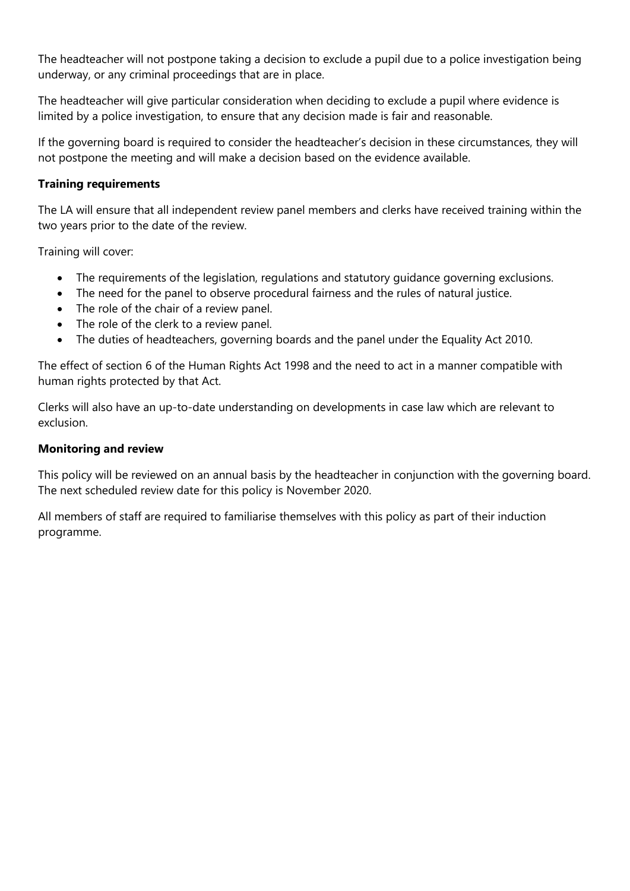The headteacher will not postpone taking a decision to exclude a pupil due to a police investigation being underway, or any criminal proceedings that are in place.

The headteacher will give particular consideration when deciding to exclude a pupil where evidence is limited by a police investigation, to ensure that any decision made is fair and reasonable.

If the governing board is required to consider the headteacher's decision in these circumstances, they will not postpone the meeting and will make a decision based on the evidence available.

**Training requirements**

The LA will ensure that all independent review panel members and clerks have received training within the two years prior to the date of the review.

Training will cover:

- The requirements of the legislation, regulations and statutory guidance governing exclusions.
- The need for the panel to observe procedural fairness and the rules of natural justice.
- The role of the chair of a review panel.
- The role of the clerk to a review panel.
- The duties of headteachers, governing boards and the panel under the Equality Act 2010.

The effect of section 6 of the Human Rights Act 1998 and the need to act in a manner compatible with human rights protected by that Act.

Clerks will also have an up-to-date understanding on developments in case law which are relevant to exclusion.

**Monitoring and review**

This policy will be reviewed on an annual basis by the headteacher in conjunction with the governing board. The next scheduled review date for this policy is November 2020.

All members of staff are required to familiarise themselves with this policy as part of their induction programme.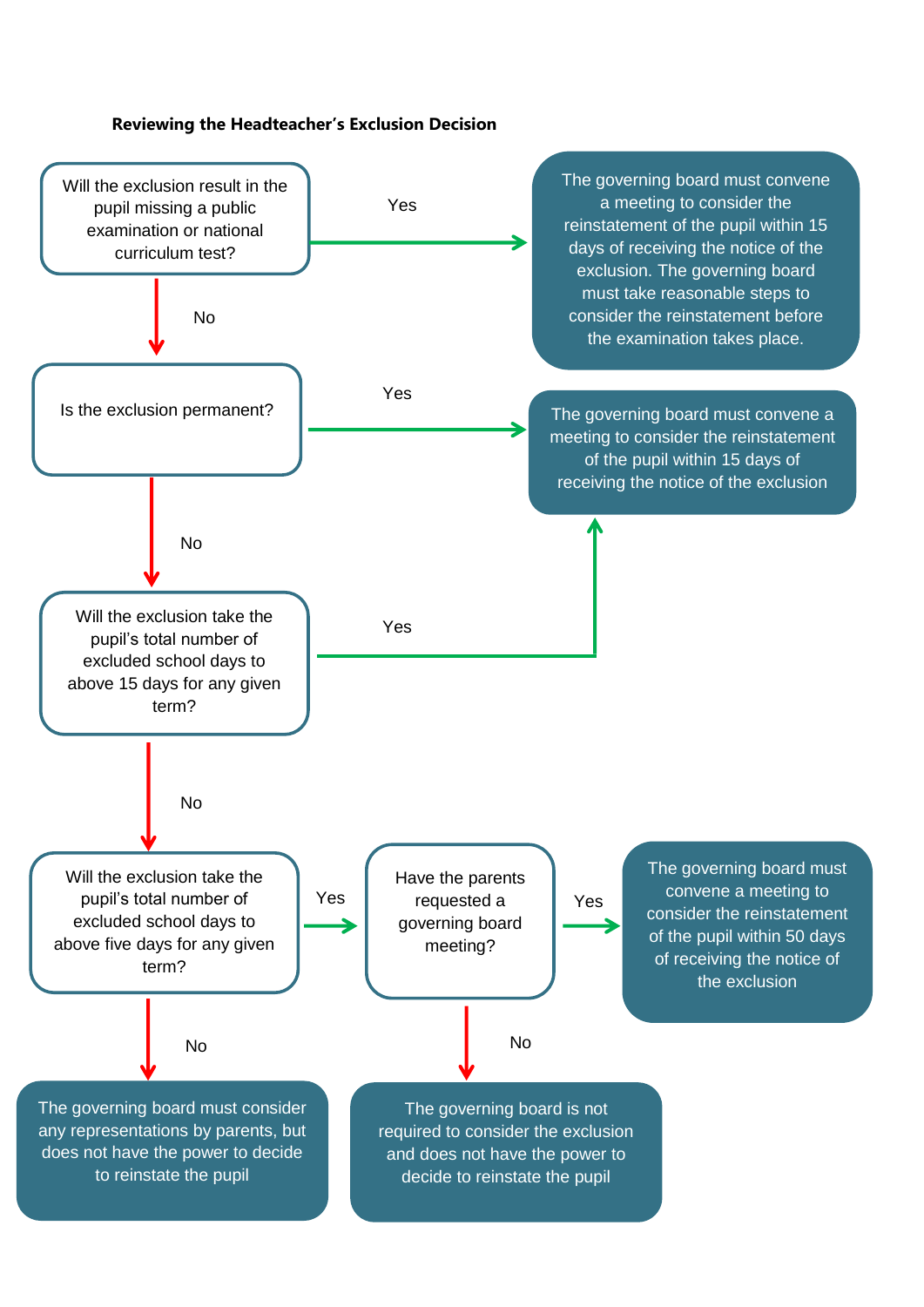**Reviewing the Headteacher's Exclusion Decision**

Will the exclusion result in the pupil missing a public examination or national curriculum test?

Yes

The governing board must convene a meeting to consider the reinstatement of the pupil within 15 days of receiving the notice of the exclusion. The governing board must take reasonable steps to consider the reinstatement before the examination takes place.

No

Is the exclusion permanent?

Yes

The governing board must convene a meeting to consider the reinstatement of the pupil within 15 days of receiving the notice of the exclusion

No

Will the exclusion take the pupil's total number of excluded school days to above 15 days for any given term?

Yes

No

Will the exclusion take the pupil's total number of excluded school days to above five days for any given term?

Yes

Have the parents requested a governing board meeting?

Yes

The governing board must convene a meeting to consider the reinstatement of the pupil within 50 days of receiving the notice of the exclusion

No

The governing board must consider any representations by parents, but does not have the power to decide to reinstate the pupil

No

The governing board is not required to consider the exclusion and does not have the power to decide to reinstate the pupil